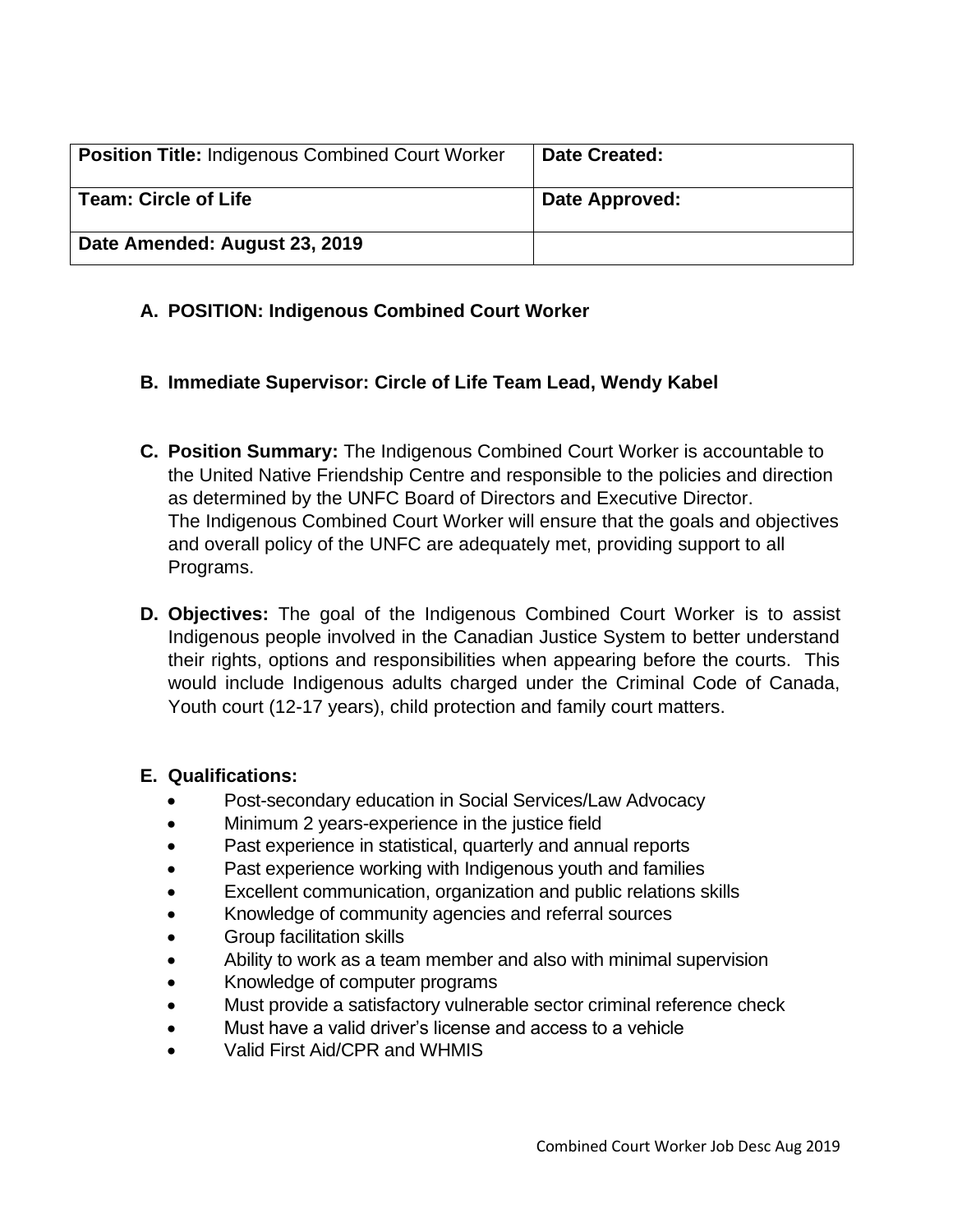| **Position Title:** Indigenous Combined Court Worker | **Date Created:** |
|---|---|
| **Team: Circle of Life** | **Date Approved:** |
| **Date Amended: August 23, 2019** | |

**A. POSITION: Indigenous Combined Court Worker**

**B. Immediate Supervisor: Circle of Life Team Lead, Wendy Kabel**

**C. Position Summary:** The Indigenous Combined Court Worker is accountable to the United Native Friendship Centre and responsible to the policies and direction as determined by the UNFC Board of Directors and Executive Director.
The Indigenous Combined Court Worker will ensure that the goals and objectives and overall policy of the UNFC are adequately met, providing support to all Programs.

**D. Objectives:** The goal of the Indigenous Combined Court Worker is to assist Indigenous people involved in the Canadian Justice System to better understand their rights, options and responsibilities when appearing before the courts. This would include Indigenous adults charged under the Criminal Code of Canada, Youth court (12-17 years), child protection and family court matters.

**E. Qualifications:**

- Post-secondary education in Social Services/Law Advocacy
- Minimum 2 years-experience in the justice field
- Past experience in statistical, quarterly and annual reports
- Past experience working with Indigenous youth and families
- Excellent communication, organization and public relations skills
- Knowledge of community agencies and referral sources
- Group facilitation skills
- Ability to work as a team member and also with minimal supervision
- Knowledge of computer programs
- Must provide a satisfactory vulnerable sector criminal reference check
- Must have a valid driver's license and access to a vehicle
- Valid First Aid/CPR and WHMIS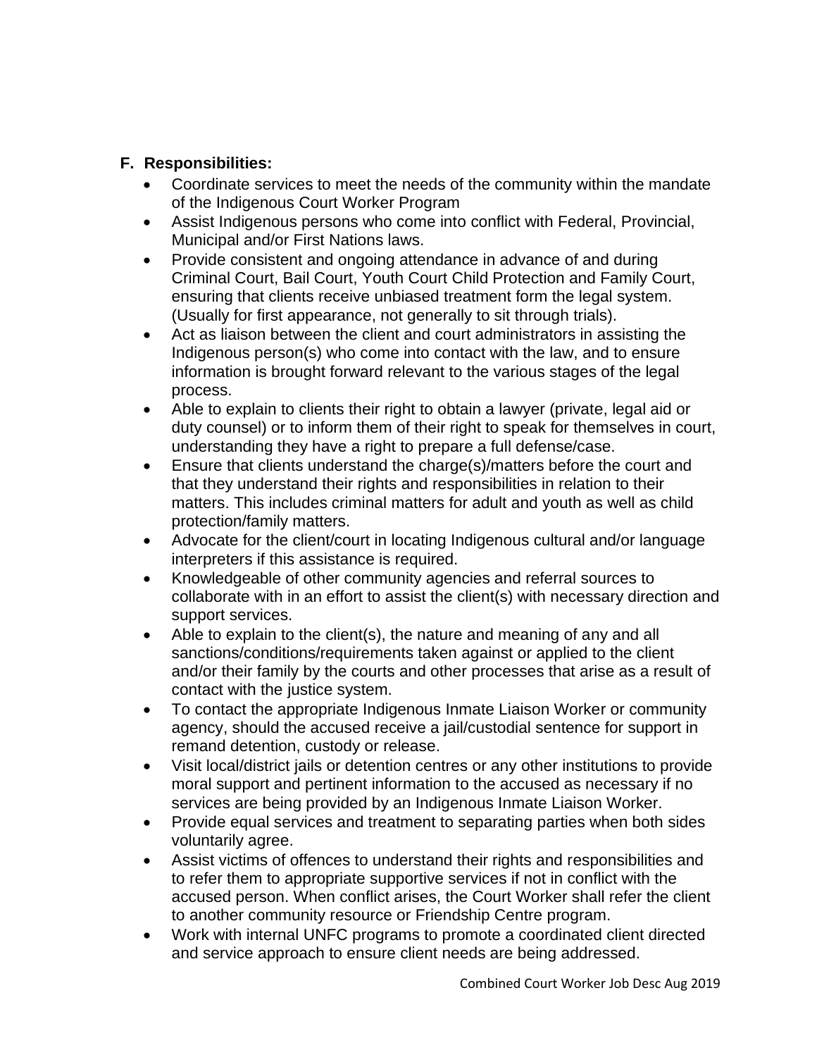## F. Responsibilities:

- Coordinate services to meet the needs of the community within the mandate of the Indigenous Court Worker Program
- Assist Indigenous persons who come into conflict with Federal, Provincial, Municipal and/or First Nations laws.
- Provide consistent and ongoing attendance in advance of and during Criminal Court, Bail Court, Youth Court Child Protection and Family Court, ensuring that clients receive unbiased treatment form the legal system. (Usually for first appearance, not generally to sit through trials).
- Act as liaison between the client and court administrators in assisting the Indigenous person(s) who come into contact with the law, and to ensure information is brought forward relevant to the various stages of the legal process.
- Able to explain to clients their right to obtain a lawyer (private, legal aid or duty counsel) or to inform them of their right to speak for themselves in court, understanding they have a right to prepare a full defense/case.
- Ensure that clients understand the charge(s)/matters before the court and that they understand their rights and responsibilities in relation to their matters. This includes criminal matters for adult and youth as well as child protection/family matters.
- Advocate for the client/court in locating Indigenous cultural and/or language interpreters if this assistance is required.
- Knowledgeable of other community agencies and referral sources to collaborate with in an effort to assist the client(s) with necessary direction and support services.
- Able to explain to the client(s), the nature and meaning of any and all sanctions/conditions/requirements taken against or applied to the client and/or their family by the courts and other processes that arise as a result of contact with the justice system.
- To contact the appropriate Indigenous Inmate Liaison Worker or community agency, should the accused receive a jail/custodial sentence for support in remand detention, custody or release.
- Visit local/district jails or detention centres or any other institutions to provide moral support and pertinent information to the accused as necessary if no services are being provided by an Indigenous Inmate Liaison Worker.
- Provide equal services and treatment to separating parties when both sides voluntarily agree.
- Assist victims of offences to understand their rights and responsibilities and to refer them to appropriate supportive services if not in conflict with the accused person. When conflict arises, the Court Worker shall refer the client to another community resource or Friendship Centre program.
- Work with internal UNFC programs to promote a coordinated client directed and service approach to ensure client needs are being addressed.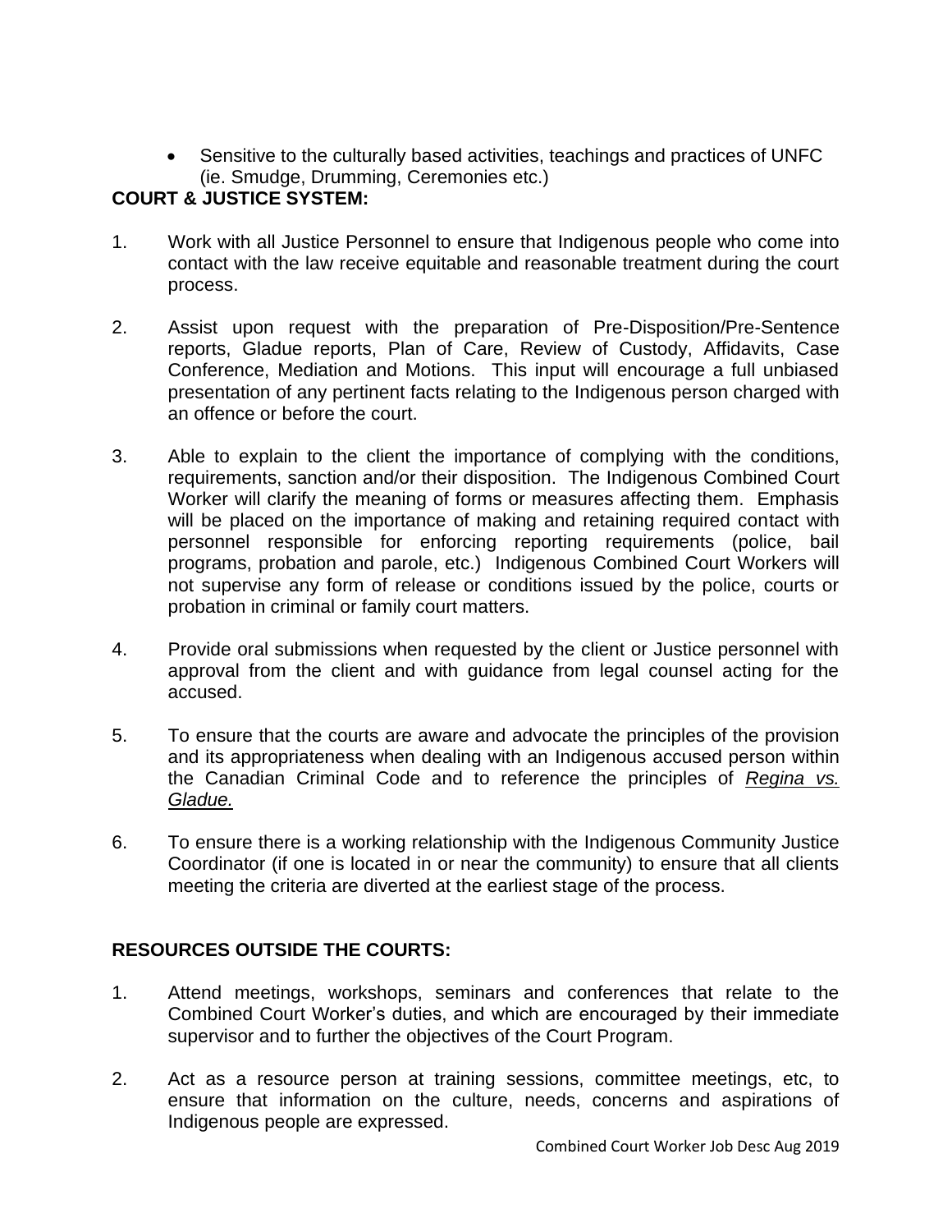- Sensitive to the culturally based activities, teachings and practices of UNFC (ie. Smudge, Drumming, Ceremonies etc.)

**COURT & JUSTICE SYSTEM:**

1. Work with all Justice Personnel to ensure that Indigenous people who come into contact with the law receive equitable and reasonable treatment during the court process.

2. Assist upon request with the preparation of Pre-Disposition/Pre-Sentence reports, Gladue reports, Plan of Care, Review of Custody, Affidavits, Case Conference, Mediation and Motions. This input will encourage a full unbiased presentation of any pertinent facts relating to the Indigenous person charged with an offence or before the court.

3. Able to explain to the client the importance of complying with the conditions, requirements, sanction and/or their disposition. The Indigenous Combined Court Worker will clarify the meaning of forms or measures affecting them. Emphasis will be placed on the importance of making and retaining required contact with personnel responsible for enforcing reporting requirements (police, bail programs, probation and parole, etc.) Indigenous Combined Court Workers will not supervise any form of release or conditions issued by the police, courts or probation in criminal or family court matters.

4. Provide oral submissions when requested by the client or Justice personnel with approval from the client and with guidance from legal counsel acting for the accused.

5. To ensure that the courts are aware and advocate the principles of the provision and its appropriateness when dealing with an Indigenous accused person within the Canadian Criminal Code and to reference the principles of *Regina vs. Gladue.*

6. To ensure there is a working relationship with the Indigenous Community Justice Coordinator (if one is located in or near the community) to ensure that all clients meeting the criteria are diverted at the earliest stage of the process.

**RESOURCES OUTSIDE THE COURTS:**

1. Attend meetings, workshops, seminars and conferences that relate to the Combined Court Worker's duties, and which are encouraged by their immediate supervisor and to further the objectives of the Court Program.

2. Act as a resource person at training sessions, committee meetings, etc, to ensure that information on the culture, needs, concerns and aspirations of Indigenous people are expressed.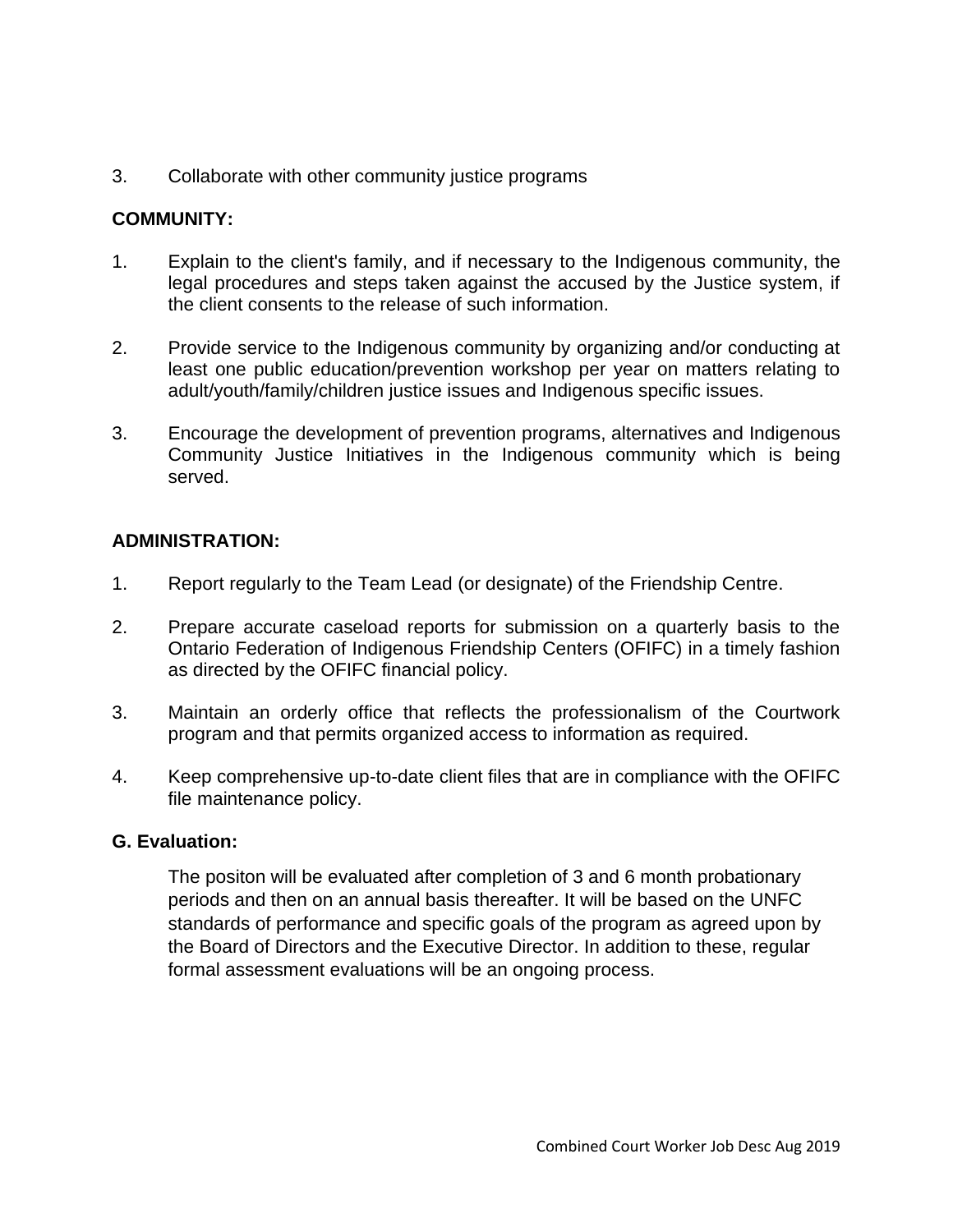3. Collaborate with other community justice programs

**COMMUNITY:**

1. Explain to the client's family, and if necessary to the Indigenous community, the legal procedures and steps taken against the accused by the Justice system, if the client consents to the release of such information.

2. Provide service to the Indigenous community by organizing and/or conducting at least one public education/prevention workshop per year on matters relating to adult/youth/family/children justice issues and Indigenous specific issues.

3. Encourage the development of prevention programs, alternatives and Indigenous Community Justice Initiatives in the Indigenous community which is being served.

**ADMINISTRATION:**

1. Report regularly to the Team Lead (or designate) of the Friendship Centre.

2. Prepare accurate caseload reports for submission on a quarterly basis to the Ontario Federation of Indigenous Friendship Centers (OFIFC) in a timely fashion as directed by the OFIFC financial policy.

3. Maintain an orderly office that reflects the professionalism of the Courtwork program and that permits organized access to information as required.

4. Keep comprehensive up-to-date client files that are in compliance with the OFIFC file maintenance policy.

**G. Evaluation:**

The positon will be evaluated after completion of 3 and 6 month probationary periods and then on an annual basis thereafter. It will be based on the UNFC standards of performance and specific goals of the program as agreed upon by the Board of Directors and the Executive Director. In addition to these, regular formal assessment evaluations will be an ongoing process.